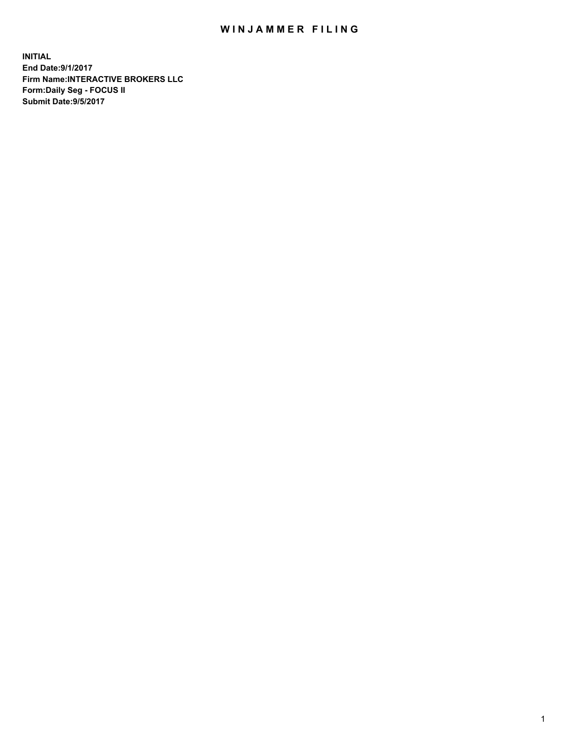# WINJAMMER FILING

**INITIAL**
**End Date:9/1/2017**
**Firm Name:INTERACTIVE BROKERS LLC**
**Form:Daily Seg - FOCUS II**
**Submit Date:9/5/2017**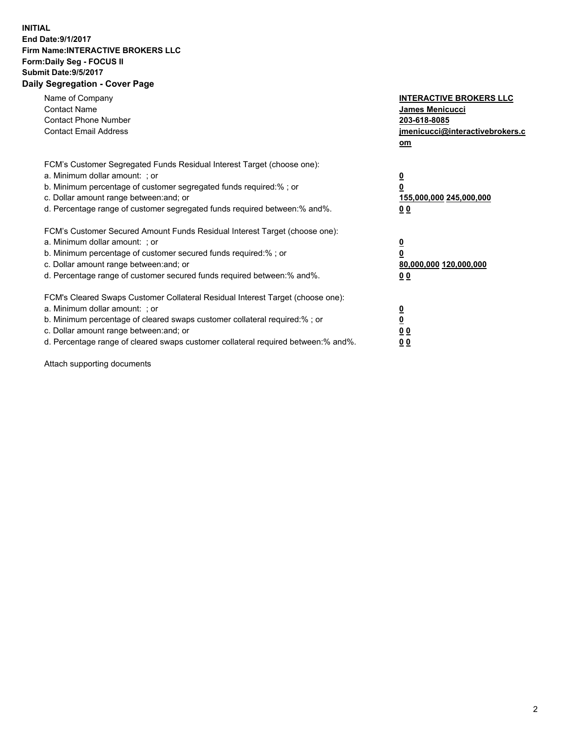**INITIAL**
**End Date:9/1/2017**
**Firm Name:INTERACTIVE BROKERS LLC**
**Form:Daily Seg - FOCUS II**
**Submit Date:9/5/2017**
**Daily Segregation - Cover Page**

| | |
|---|---|
| Name of Company | **INTERACTIVE BROKERS LLC** |
| Contact Name | **James Menicucci** |
| Contact Phone Number | **203-618-8085** |
| Contact Email Address | **jmenicucci@interactivebrokers.com** |

FCM's Customer Segregated Funds Residual Interest Target (choose one):

| | |
|---|---|
| a. Minimum dollar amount: ; or | **0** |
| b. Minimum percentage of customer segregated funds required:% ; or | **0** |
| c. Dollar amount range between:and; or | **155,000,000 245,000,000** |
| d. Percentage range of customer segregated funds required between:% and%. | **0 0** |

FCM's Customer Secured Amount Funds Residual Interest Target (choose one):

| | |
|---|---|
| a. Minimum dollar amount: ; or | **0** |
| b. Minimum percentage of customer secured funds required:% ; or | **0** |
| c. Dollar amount range between:and; or | **80,000,000 120,000,000** |
| d. Percentage range of customer secured funds required between:% and%. | **0 0** |

FCM's Cleared Swaps Customer Collateral Residual Interest Target (choose one):

| | |
|---|---|
| a. Minimum dollar amount: ; or | **0** |
| b. Minimum percentage of cleared swaps customer collateral required:% ; or | **0** |
| c. Dollar amount range between:and; or | **0 0** |
| d. Percentage range of cleared swaps customer collateral required between:% and%. | **0 0** |

Attach supporting documents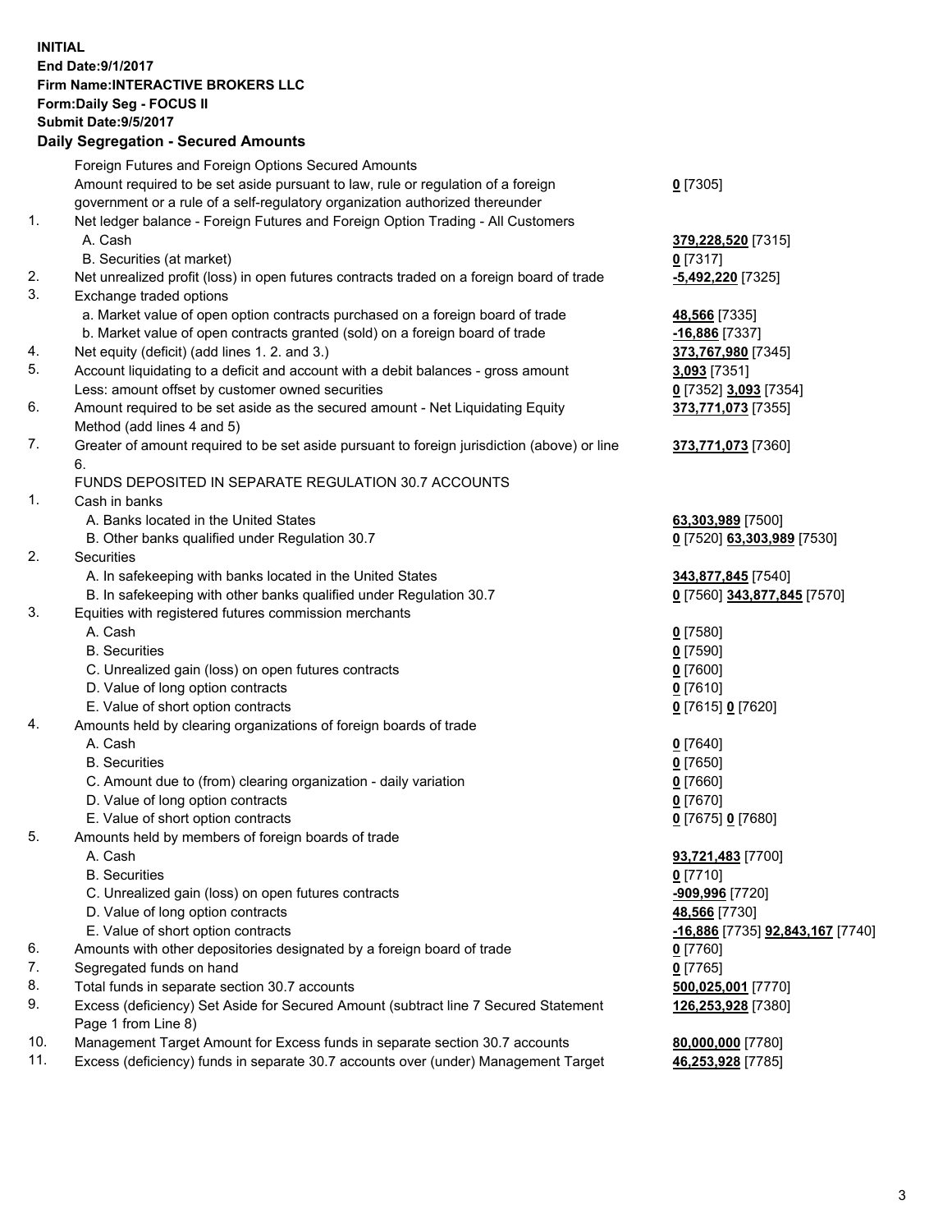**INITIAL**
**End Date:9/1/2017**
**Firm Name:INTERACTIVE BROKERS LLC**
**Form:Daily Seg - FOCUS II**
**Submit Date:9/5/2017**
**Daily Segregation - Secured Amounts**

| | | |
|---|---|---|
| | Foreign Futures and Foreign Options Secured Amounts | |
| | Amount required to be set aside pursuant to law, rule or regulation of a foreign government or a rule of a self-regulatory organization authorized thereunder | **0** [7305] |
| 1. | Net ledger balance - Foreign Futures and Foreign Option Trading - All Customers | |
| | A. Cash | **379,228,520** [7315] |
| | B. Securities (at market) | **0** [7317] |
| 2. | Net unrealized profit (loss) in open futures contracts traded on a foreign board of trade | **-5,492,220** [7325] |
| 3. | Exchange traded options | |
| | a. Market value of open option contracts purchased on a foreign board of trade | **48,566** [7335] |
| | b. Market value of open contracts granted (sold) on a foreign board of trade | **-16,886** [7337] |
| 4. | Net equity (deficit) (add lines 1. 2. and 3.) | **373,767,980** [7345] |
| 5. | Account liquidating to a deficit and account with a debit balances - gross amount | **3,093** [7351] |
| | Less: amount offset by customer owned securities | **0** [7352] **3,093** [7354] |
| 6. | Amount required to be set aside as the secured amount - Net Liquidating Equity Method (add lines 4 and 5) | **373,771,073** [7355] |
| 7. | Greater of amount required to be set aside pursuant to foreign jurisdiction (above) or line 6. | **373,771,073** [7360] |
| | FUNDS DEPOSITED IN SEPARATE REGULATION 30.7 ACCOUNTS | |
| 1. | Cash in banks | |
| | A. Banks located in the United States | **63,303,989** [7500] |
| | B. Other banks qualified under Regulation 30.7 | **0** [7520] **63,303,989** [7530] |
| 2. | Securities | |
| | A. In safekeeping with banks located in the United States | **343,877,845** [7540] |
| | B. In safekeeping with other banks qualified under Regulation 30.7 | **0** [7560] **343,877,845** [7570] |
| 3. | Equities with registered futures commission merchants | |
| | A. Cash | **0** [7580] |
| | B. Securities | **0** [7590] |
| | C. Unrealized gain (loss) on open futures contracts | **0** [7600] |
| | D. Value of long option contracts | **0** [7610] |
| | E. Value of short option contracts | **0** [7615] **0** [7620] |
| 4. | Amounts held by clearing organizations of foreign boards of trade | |
| | A. Cash | **0** [7640] |
| | B. Securities | **0** [7650] |
| | C. Amount due to (from) clearing organization - daily variation | **0** [7660] |
| | D. Value of long option contracts | **0** [7670] |
| | E. Value of short option contracts | **0** [7675] **0** [7680] |
| 5. | Amounts held by members of foreign boards of trade | |
| | A. Cash | **93,721,483** [7700] |
| | B. Securities | **0** [7710] |
| | C. Unrealized gain (loss) on open futures contracts | **-909,996** [7720] |
| | D. Value of long option contracts | **48,566** [7730] |
| | E. Value of short option contracts | **-16,886** [7735] **92,843,167** [7740] |
| 6. | Amounts with other depositories designated by a foreign board of trade | **0** [7760] |
| 7. | Segregated funds on hand | **0** [7765] |
| 8. | Total funds in separate section 30.7 accounts | **500,025,001** [7770] |
| 9. | Excess (deficiency) Set Aside for Secured Amount (subtract line 7 Secured Statement Page 1 from Line 8) | **126,253,928** [7380] |
| 10. | Management Target Amount for Excess funds in separate section 30.7 accounts | **80,000,000** [7780] |
| 11. | Excess (deficiency) funds in separate 30.7 accounts over (under) Management Target | **46,253,928** [7785] |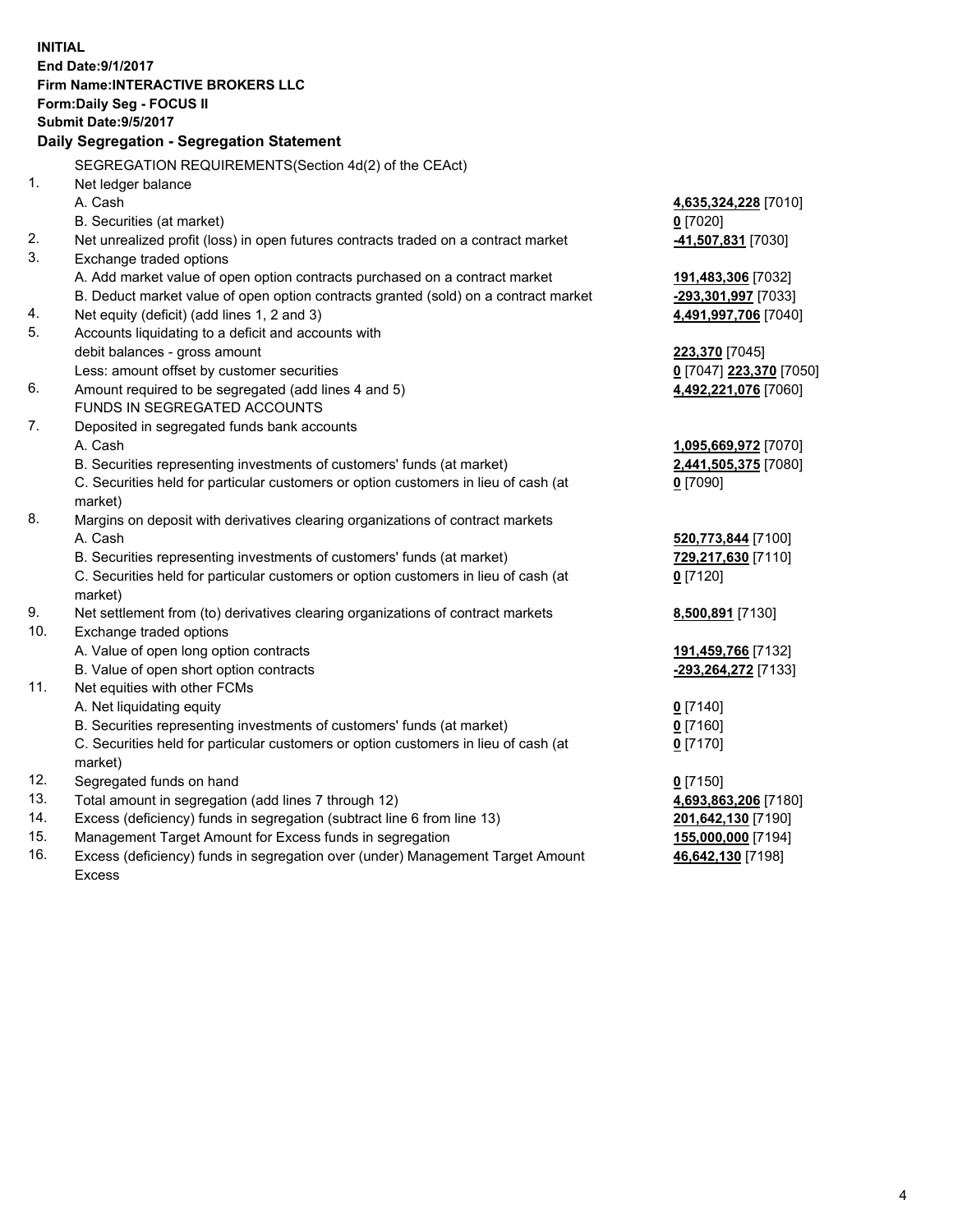**INITIAL**
**End Date:9/1/2017**
**Firm Name:INTERACTIVE BROKERS LLC**
**Form:Daily Seg - FOCUS II**
**Submit Date:9/5/2017**

## Daily Segregation - Segregation Statement

SEGREGATION REQUIREMENTS(Section 4d(2) of the CEAct)

| | | |
|---|---|---|
| 1. | Net ledger balance | |
| | A. Cash | **4,635,324,228** [7010] |
| | B. Securities (at market) | **0** [7020] |
| 2. | Net unrealized profit (loss) in open futures contracts traded on a contract market | **-41,507,831** [7030] |
| 3. | Exchange traded options | |
| | A. Add market value of open option contracts purchased on a contract market | **191,483,306** [7032] |
| | B. Deduct market value of open option contracts granted (sold) on a contract market | **-293,301,997** [7033] |
| 4. | Net equity (deficit) (add lines 1, 2 and 3) | **4,491,997,706** [7040] |
| 5. | Accounts liquidating to a deficit and accounts with debit balances - gross amount | **223,370** [7045] |
| | Less: amount offset by customer securities | **0** [7047] **223,370** [7050] |
| 6. | Amount required to be segregated (add lines 4 and 5) | **4,492,221,076** [7060] |
| | FUNDS IN SEGREGATED ACCOUNTS | |
| 7. | Deposited in segregated funds bank accounts | |
| | A. Cash | **1,095,669,972** [7070] |
| | B. Securities representing investments of customers' funds (at market) | **2,441,505,375** [7080] |
| | C. Securities held for particular customers or option customers in lieu of cash (at market) | **0** [7090] |
| 8. | Margins on deposit with derivatives clearing organizations of contract markets | |
| | A. Cash | **520,773,844** [7100] |
| | B. Securities representing investments of customers' funds (at market) | **729,217,630** [7110] |
| | C. Securities held for particular customers or option customers in lieu of cash (at market) | **0** [7120] |
| 9. | Net settlement from (to) derivatives clearing organizations of contract markets | **8,500,891** [7130] |
| 10. | Exchange traded options | |
| | A. Value of open long option contracts | **191,459,766** [7132] |
| | B. Value of open short option contracts | **-293,264,272** [7133] |
| 11. | Net equities with other FCMs | |
| | A. Net liquidating equity | **0** [7140] |
| | B. Securities representing investments of customers' funds (at market) | **0** [7160] |
| | C. Securities held for particular customers or option customers in lieu of cash (at market) | **0** [7170] |
| 12. | Segregated funds on hand | **0** [7150] |
| 13. | Total amount in segregation (add lines 7 through 12) | **4,693,863,206** [7180] |
| 14. | Excess (deficiency) funds in segregation (subtract line 6 from line 13) | **201,642,130** [7190] |
| 15. | Management Target Amount for Excess funds in segregation | **155,000,000** [7194] |
| 16. | Excess (deficiency) funds in segregation over (under) Management Target Amount Excess | **46,642,130** [7198] |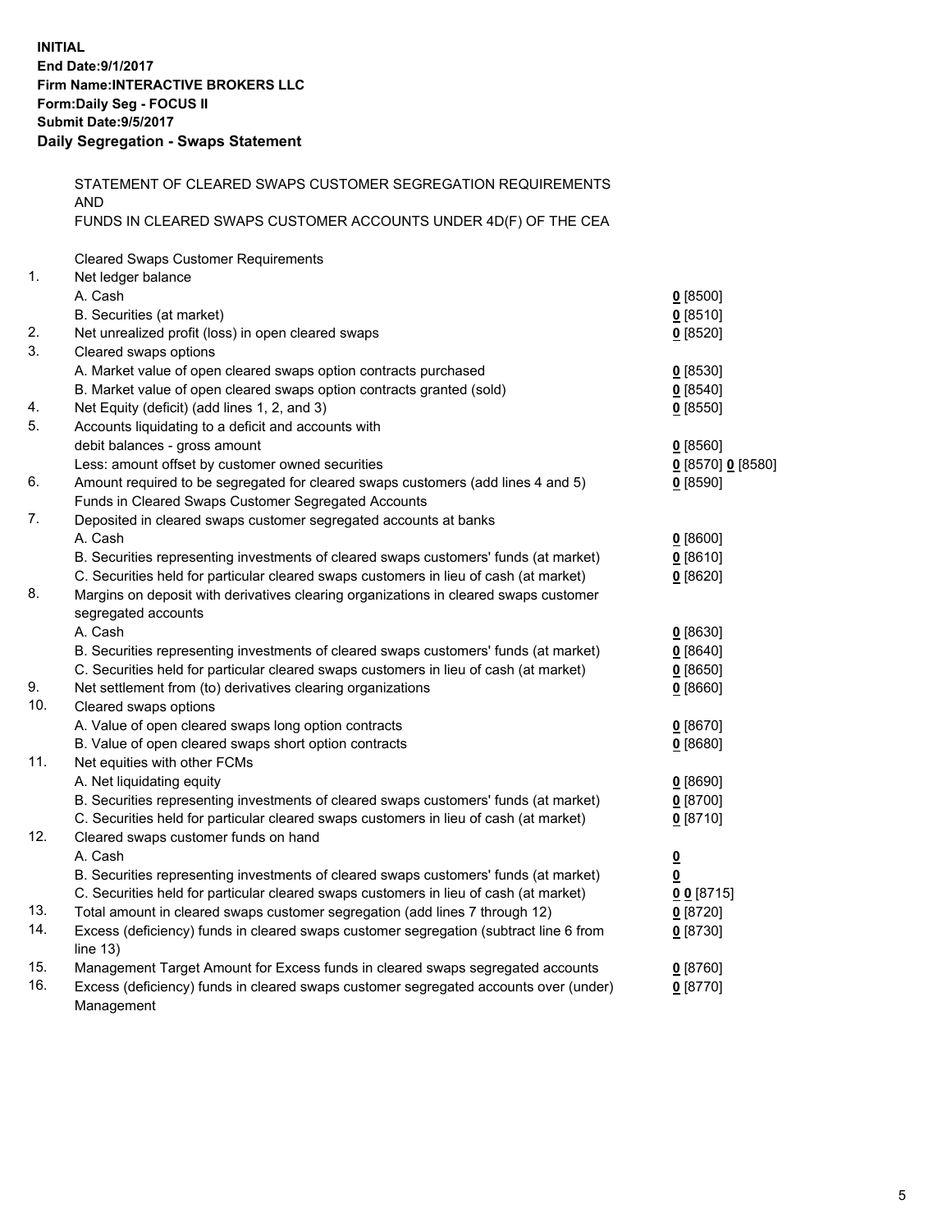**INITIAL**
**End Date:9/1/2017**
**Firm Name:INTERACTIVE BROKERS LLC**
**Form:Daily Seg - FOCUS II**
**Submit Date:9/5/2017**
**Daily Segregation - Swaps Statement**

STATEMENT OF CLEARED SWAPS CUSTOMER SEGREGATION REQUIREMENTS
AND
FUNDS IN CLEARED SWAPS CUSTOMER ACCOUNTS UNDER 4D(F) OF THE CEA

| | | |
|---|---|---|
| | Cleared Swaps Customer Requirements | |
| 1. | Net ledger balance | |
| | A. Cash | 0 [8500] |
| | B. Securities (at market) | 0 [8510] |
| 2. | Net unrealized profit (loss) in open cleared swaps | 0 [8520] |
| 3. | Cleared swaps options | |
| | A. Market value of open cleared swaps option contracts purchased | 0 [8530] |
| | B. Market value of open cleared swaps option contracts granted (sold) | 0 [8540] |
| 4. | Net Equity (deficit) (add lines 1, 2, and 3) | 0 [8550] |
| 5. | Accounts liquidating to a deficit and accounts with | |
| | debit balances - gross amount | 0 [8560] |
| | Less: amount offset by customer owned securities | 0 [8570] 0 [8580] |
| 6. | Amount required to be segregated for cleared swaps customers (add lines 4 and 5) | 0 [8590] |
| | Funds in Cleared Swaps Customer Segregated Accounts | |
| 7. | Deposited in cleared swaps customer segregated accounts at banks | |
| | A. Cash | 0 [8600] |
| | B. Securities representing investments of cleared swaps customers' funds (at market) | 0 [8610] |
| | C. Securities held for particular cleared swaps customers in lieu of cash (at market) | 0 [8620] |
| 8. | Margins on deposit with derivatives clearing organizations in cleared swaps customer segregated accounts | |
| | A. Cash | 0 [8630] |
| | B. Securities representing investments of cleared swaps customers' funds (at market) | 0 [8640] |
| | C. Securities held for particular cleared swaps customers in lieu of cash (at market) | 0 [8650] |
| 9. | Net settlement from (to) derivatives clearing organizations | 0 [8660] |
| 10. | Cleared swaps options | |
| | A. Value of open cleared swaps long option contracts | 0 [8670] |
| | B. Value of open cleared swaps short option contracts | 0 [8680] |
| 11. | Net equities with other FCMs | |
| | A. Net liquidating equity | 0 [8690] |
| | B. Securities representing investments of cleared swaps customers' funds (at market) | 0 [8700] |
| | C. Securities held for particular cleared swaps customers in lieu of cash (at market) | 0 [8710] |
| 12. | Cleared swaps customer funds on hand | |
| | A. Cash | 0 |
| | B. Securities representing investments of cleared swaps customers' funds (at market) | 0 |
| | C. Securities held for particular cleared swaps customers in lieu of cash (at market) | 0 0 [8715] |
| 13. | Total amount in cleared swaps customer segregation (add lines 7 through 12) | 0 [8720] |
| 14. | Excess (deficiency) funds in cleared swaps customer segregation (subtract line 6 from line 13) | 0 [8730] |
| 15. | Management Target Amount for Excess funds in cleared swaps segregated accounts | 0 [8760] |
| 16. | Excess (deficiency) funds in cleared swaps customer segregated accounts over (under) Management | 0 [8770] |